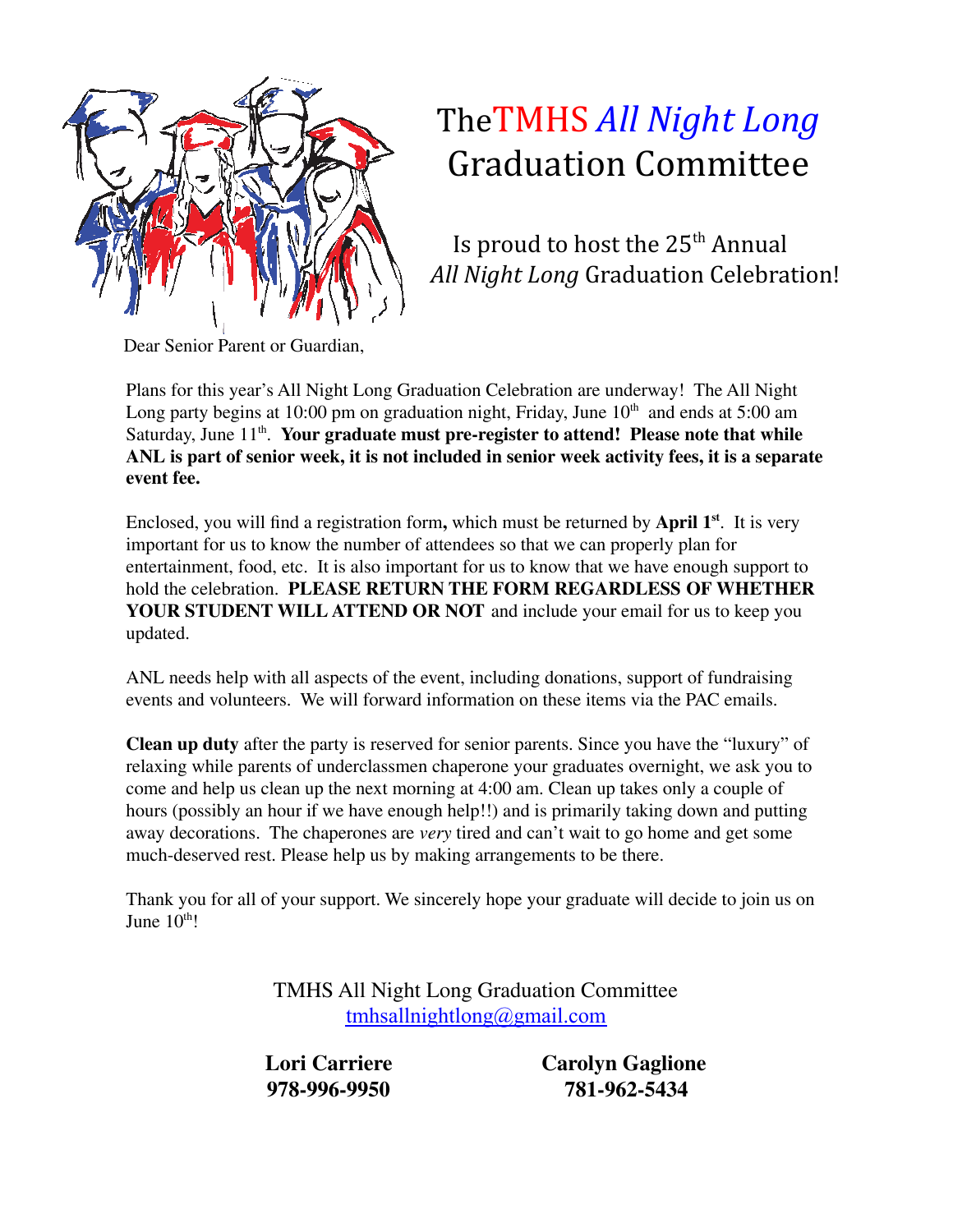# The TMHS *All Night Long* Graduation Committee

Is proud to host the 25th Annual *All Night Long* Graduation Celebration!

Dear Senior Parent or Guardian,

Plans for this year's All Night Long Graduation Celebration are underway! The All Night Long party begins at 10:00 pm on graduation night, Friday, June 10th and ends at 5:00 am Saturday, June 11th. **Your graduate must pre-register to attend! Please note that while ANL is part of senior week, it is not included in senior week activity fees, it is a separate event fee.**

Enclosed, you will find a registration form**,** which must be returned by **April 1st**. It is very important for us to know the number of attendees so that we can properly plan for entertainment, food, etc. It is also important for us to know that we have enough support to hold the celebration. **PLEASE RETURN THE FORM REGARDLESS OF WHETHER YOUR STUDENT WILL ATTEND OR NOT** and include your email for us to keep you updated.

ANL needs help with all aspects of the event, including donations, support of fundraising events and volunteers. We will forward information on these items via the PAC emails.

**Clean up duty** after the party is reserved for senior parents. Since you have the "luxury" of relaxing while parents of underclassmen chaperone your graduates overnight, we ask you to come and help us clean up the next morning at 4:00 am. Clean up takes only a couple of hours (possibly an hour if we have enough help!!) and is primarily taking down and putting away decorations. The chaperones are *very* tired and can't wait to go home and get some much-deserved rest. Please help us by making arrangements to be there.

Thank you for all of your support. We sincerely hope your graduate will decide to join us on June 10th!

TMHS All Night Long Graduation Committee
tmhsallnightlong@gmail.com

**Lori Carriere**
**978-996-9950**

**Carolyn Gaglione**
**781-962-5434**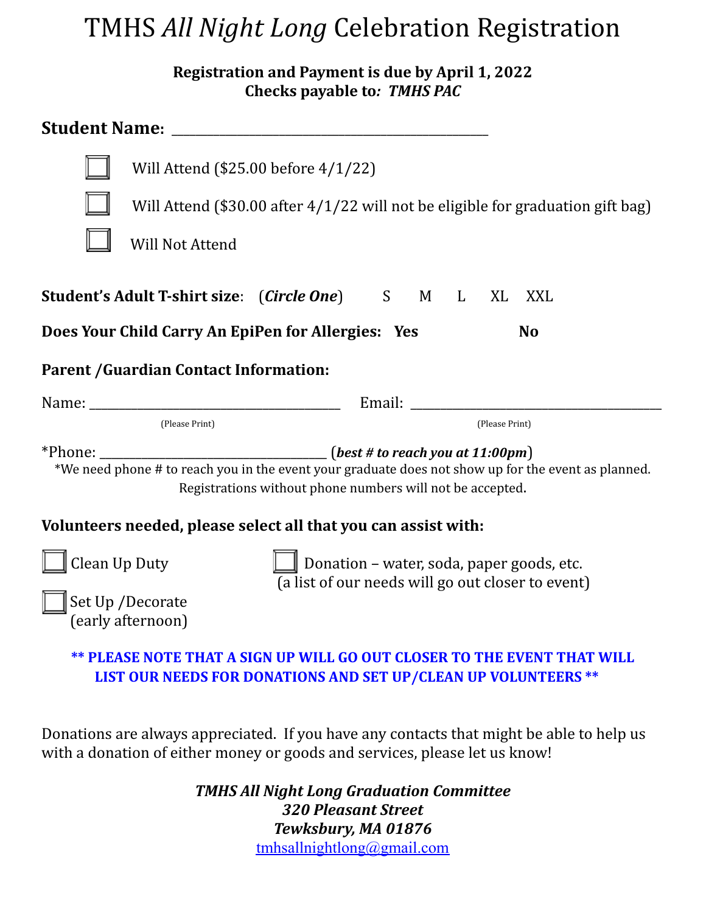# TMHS *All Night Long* Celebration Registration

**Registration and Payment is due by April 1, 2022**
**Checks payable to*: TMHS PAC***

**Student Name:** ______________________________________________

☐ Will Attend ($25.00 before 4/1/22)

☐ Will Attend ($30.00 after 4/1/22 will not be eligible for graduation gift bag)

☐ Will Not Attend

**Student's Adult T-shirt size**: (***Circle One***) S M L XL XXL

**Does Your Child Carry An EpiPen for Allergies: Yes No**

**Parent /Guardian Contact Information:**

Name: ____________________________________ Email: ____________________________________
(Please Print) (Please Print)

*Phone: ________________________________ (***best # to reach you at 11:00pm***)
*We need phone # to reach you in the event your graduate does not show up for the event as planned. Registrations without phone numbers will not be accepted.

**Volunteers needed, please select all that you can assist with:**

☐ Clean Up Duty

☐ Donation – water, soda, paper goods, etc. (a list of our needs will go out closer to event)

☐ Set Up /Decorate (early afternoon)

**\*\* PLEASE NOTE THAT A SIGN UP WILL GO OUT CLOSER TO THE EVENT THAT WILL LIST OUR NEEDS FOR DONATIONS AND SET UP/CLEAN UP VOLUNTEERS \*\***

Donations are always appreciated. If you have any contacts that might be able to help us with a donation of either money or goods and services, please let us know!

***TMHS All Night Long Graduation Committee***
***320 Pleasant Street***
***Tewksbury, MA 01876***
tmhsallnightlong@gmail.com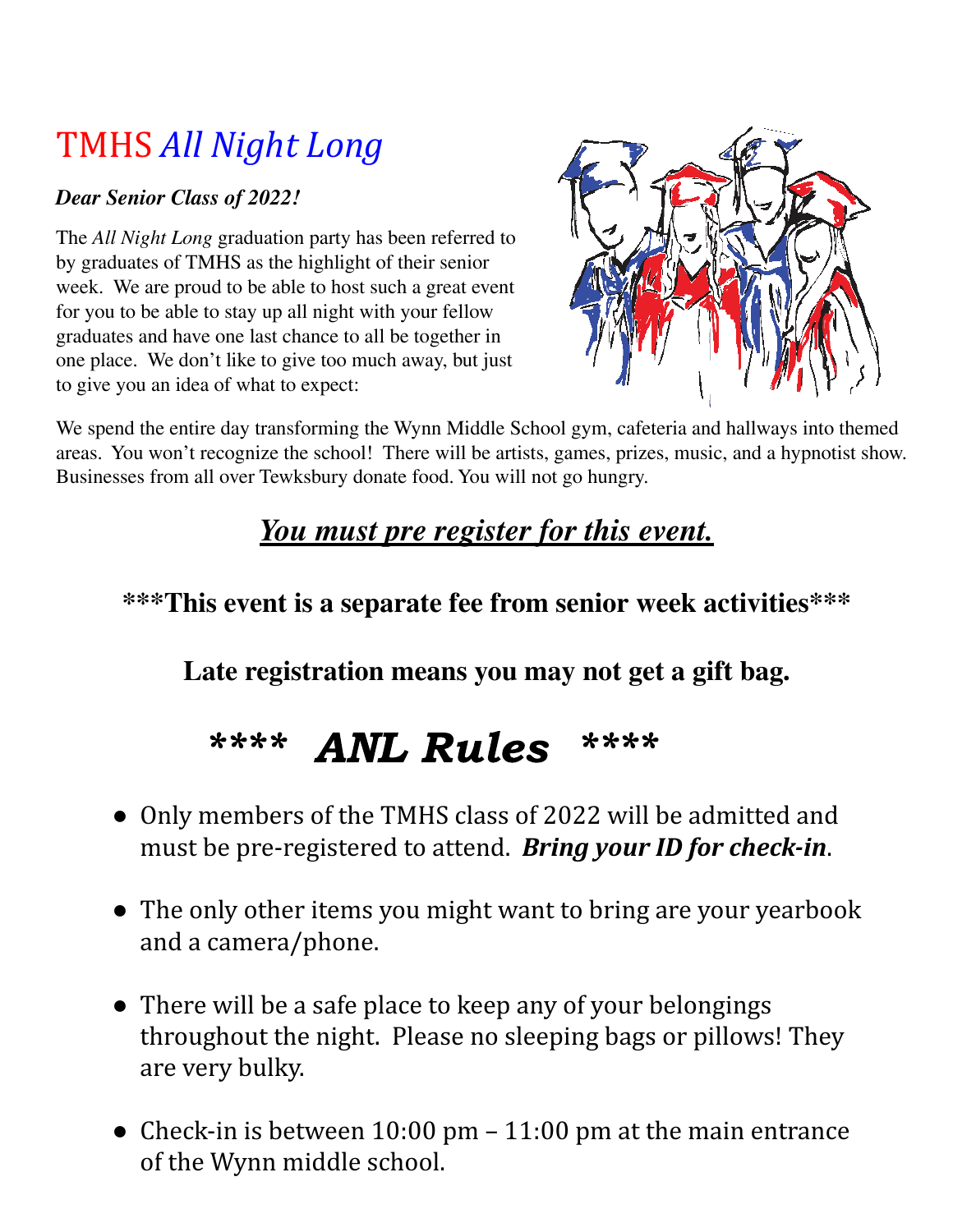# TMHS *All Night Long*

***Dear Senior Class of 2022!***

The *All Night Long* graduation party has been referred to by graduates of TMHS as the highlight of their senior week. We are proud to be able to host such a great event for you to be able to stay up all night with your fellow graduates and have one last chance to all be together in one place. We don't like to give too much away, but just to give you an idea of what to expect:

We spend the entire day transforming the Wynn Middle School gym, cafeteria and hallways into themed areas. You won't recognize the school! There will be artists, games, prizes, music, and a hypnotist show. Businesses from all over Tewksbury donate food. You will not go hungry.

***<u>You must pre register for this event.</u>***

**\*\*\*This event is a separate fee from senior week activities\*\*\***

**Late registration means you may not get a gift bag.**

## \*\*\*\* *ANL Rules* \*\*\*\*

- Only members of the TMHS class of 2022 will be admitted and must be pre-registered to attend. ***Bring your ID for check-in***.
- The only other items you might want to bring are your yearbook and a camera/phone.
- There will be a safe place to keep any of your belongings throughout the night. Please no sleeping bags or pillows! They are very bulky.
- Check-in is between 10:00 pm – 11:00 pm at the main entrance of the Wynn middle school.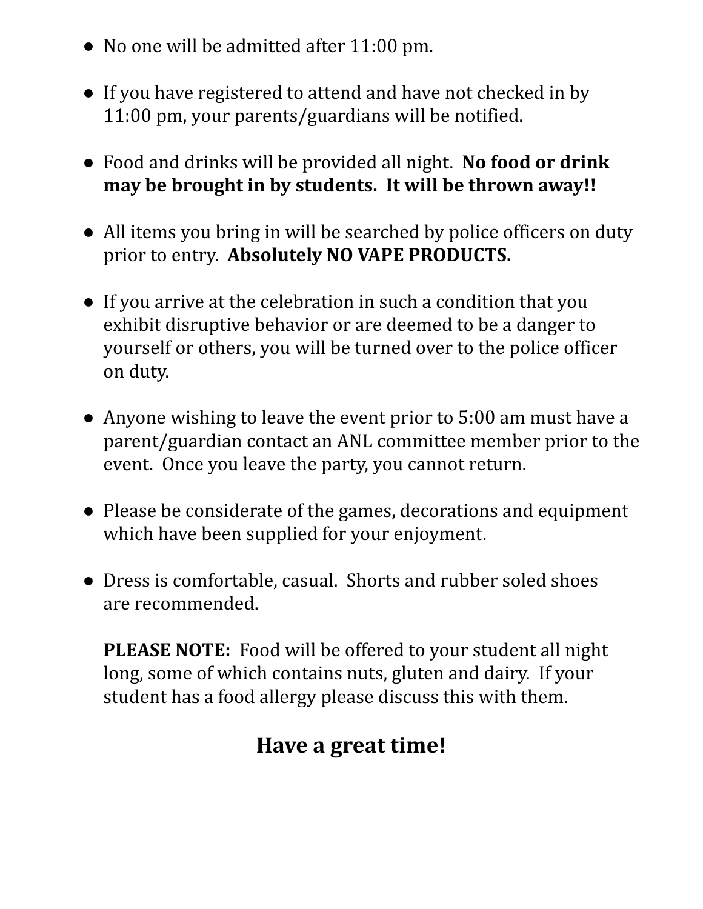- No one will be admitted after 11:00 pm.

- If you have registered to attend and have not checked in by 11:00 pm, your parents/guardians will be notified.

- Food and drinks will be provided all night. **No food or drink may be brought in by students. It will be thrown away!!**

- All items you bring in will be searched by police officers on duty prior to entry. **Absolutely NO VAPE PRODUCTS.**

- If you arrive at the celebration in such a condition that you exhibit disruptive behavior or are deemed to be a danger to yourself or others, you will be turned over to the police officer on duty.

- Anyone wishing to leave the event prior to 5:00 am must have a parent/guardian contact an ANL committee member prior to the event. Once you leave the party, you cannot return.

- Please be considerate of the games, decorations and equipment which have been supplied for your enjoyment.

- Dress is comfortable, casual. Shorts and rubber soled shoes are recommended.

**PLEASE NOTE:** Food will be offered to your student all night long, some of which contains nuts, gluten and dairy. If your student has a food allergy please discuss this with them.

## Have a great time!